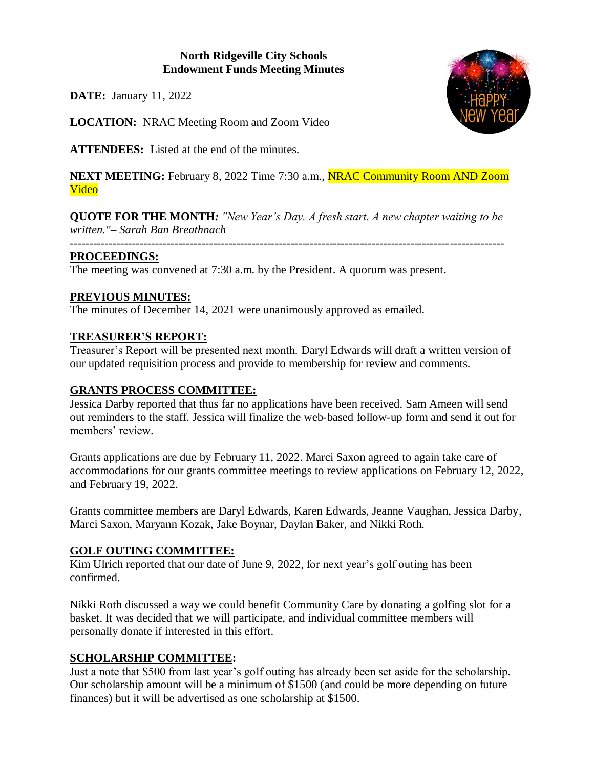**North Ridgeville City Schools**
**Endowment Funds Meeting Minutes**

**DATE:** January 11, 2022

**LOCATION:** NRAC Meeting Room and Zoom Video

**ATTENDEES:** Listed at the end of the minutes.

**NEXT MEETING:** February 8, 2022 Time 7:30 a.m., NRAC Community Room AND Zoom Video

**QUOTE FOR THE MONTH:** *"New Year's Day. A fresh start. A new chapter waiting to be written."– Sarah Ban Breathnach*

---

## PROCEEDINGS:

The meeting was convened at 7:30 a.m. by the President. A quorum was present.

## PREVIOUS MINUTES:

The minutes of December 14, 2021 were unanimously approved as emailed.

## TREASURER'S REPORT:

Treasurer's Report will be presented next month. Daryl Edwards will draft a written version of our updated requisition process and provide to membership for review and comments.

## GRANTS PROCESS COMMITTEE:

Jessica Darby reported that thus far no applications have been received. Sam Ameen will send out reminders to the staff. Jessica will finalize the web-based follow-up form and send it out for members' review.

Grants applications are due by February 11, 2022. Marci Saxon agreed to again take care of accommodations for our grants committee meetings to review applications on February 12, 2022, and February 19, 2022.

Grants committee members are Daryl Edwards, Karen Edwards, Jeanne Vaughan, Jessica Darby, Marci Saxon, Maryann Kozak, Jake Boynar, Daylan Baker, and Nikki Roth.

## GOLF OUTING COMMITTEE:

Kim Ulrich reported that our date of June 9, 2022, for next year's golf outing has been confirmed.

Nikki Roth discussed a way we could benefit Community Care by donating a golfing slot for a basket. It was decided that we will participate, and individual committee members will personally donate if interested in this effort.

## SCHOLARSHIP COMMITTEE:

Just a note that $500 from last year's golf outing has already been set aside for the scholarship. Our scholarship amount will be a minimum of $1500 (and could be more depending on future finances) but it will be advertised as one scholarship at $1500.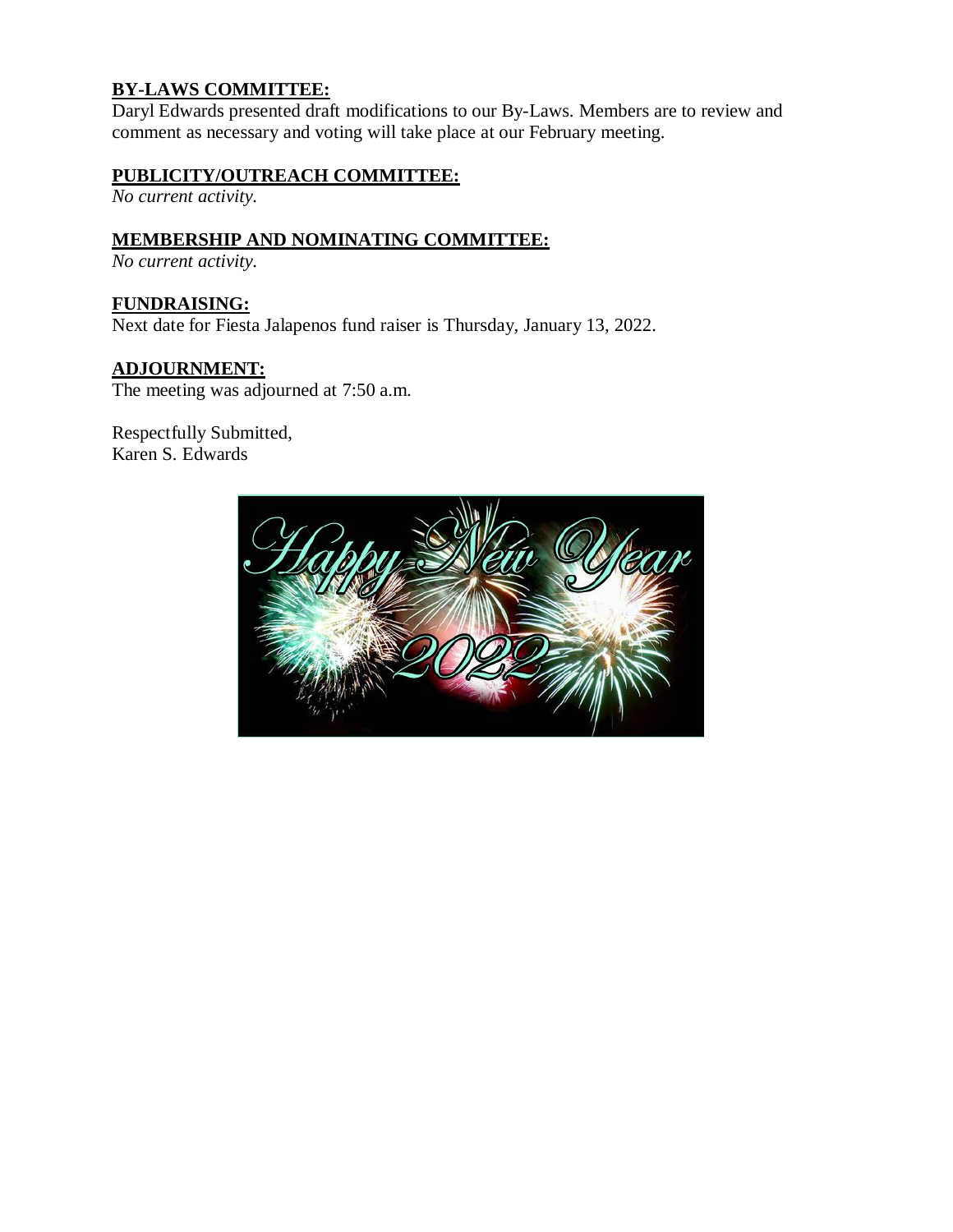**BY-LAWS COMMITTEE:**
Daryl Edwards presented draft modifications to our By-Laws. Members are to review and comment as necessary and voting will take place at our February meeting.

**PUBLICITY/OUTREACH COMMITTEE:**
*No current activity.*

**MEMBERSHIP AND NOMINATING COMMITTEE:**
*No current activity.*

**FUNDRAISING:**
Next date for Fiesta Jalapenos fund raiser is Thursday, January 13, 2022.

**ADJOURNMENT:**
The meeting was adjourned at 7:50 a.m.

Respectfully Submitted,
Karen S. Edwards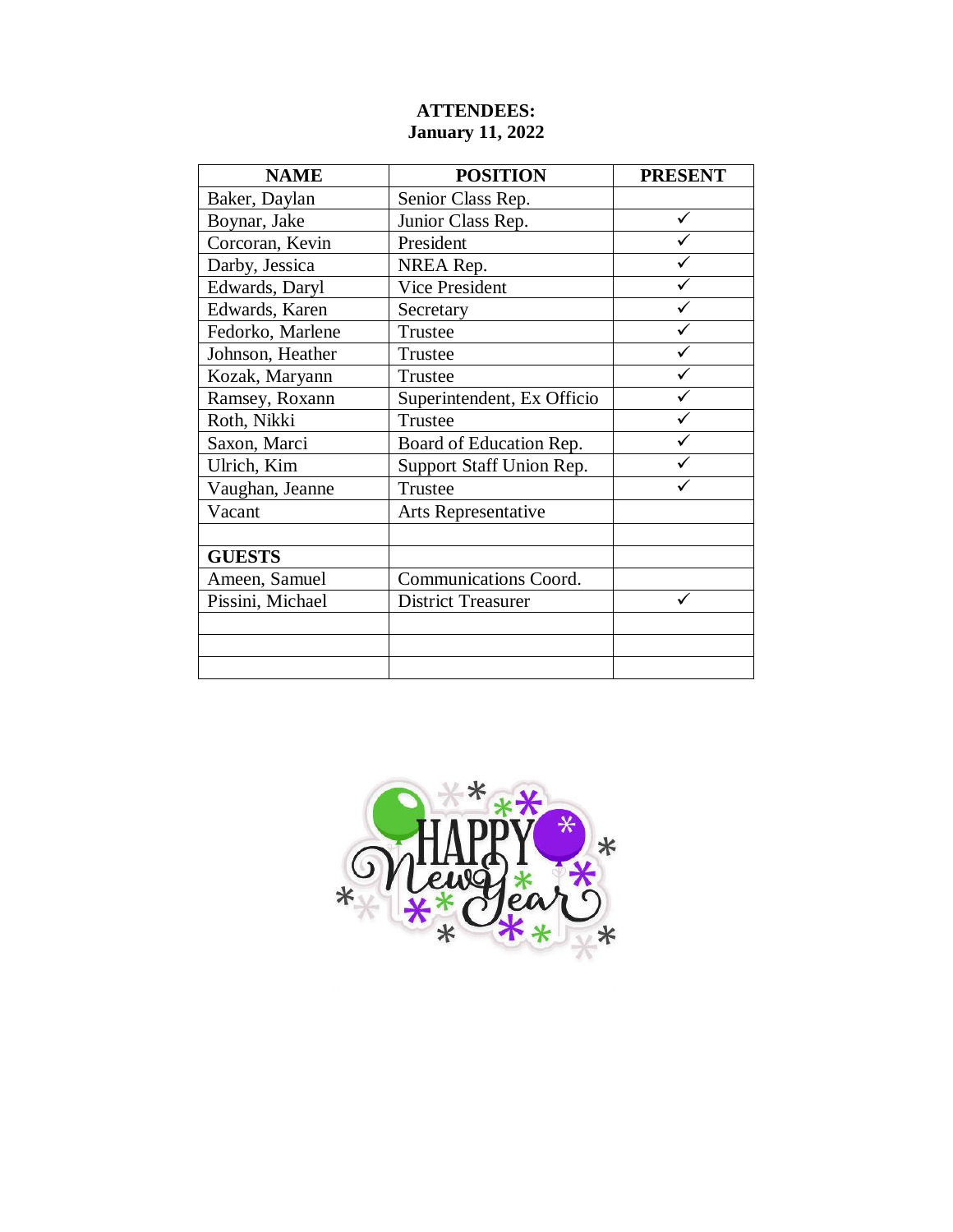**ATTENDEES:**
**January 11, 2022**

| NAME | POSITION | PRESENT |
|---|---|---|
| Baker, Daylan | Senior Class Rep. | |
| Boynar, Jake | Junior Class Rep. | ✓ |
| Corcoran, Kevin | President | ✓ |
| Darby, Jessica | NREA Rep. | ✓ |
| Edwards, Daryl | Vice President | ✓ |
| Edwards, Karen | Secretary | ✓ |
| Fedorko, Marlene | Trustee | ✓ |
| Johnson, Heather | Trustee | ✓ |
| Kozak, Maryann | Trustee | ✓ |
| Ramsey, Roxann | Superintendent, Ex Officio | ✓ |
| Roth, Nikki | Trustee | ✓ |
| Saxon, Marci | Board of Education Rep. | ✓ |
| Ulrich, Kim | Support Staff Union Rep. | ✓ |
| Vaughan, Jeanne | Trustee | ✓ |
| Vacant | Arts Representative | |
| | | |
| **GUESTS** | | |
| Ameen, Samuel | Communications Coord. | |
| Pissini, Michael | District Treasurer | ✓ |
| | | |
| | | |
| | | |

HAPPY New Year